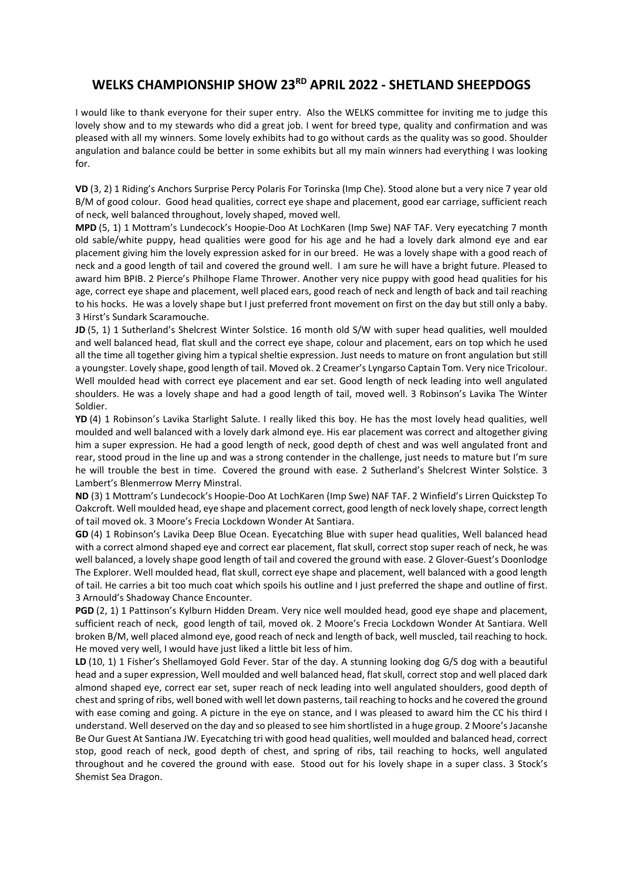# WELKS CHAMPIONSHIP SHOW 23RD APRIL 2022 - SHETLAND SHEEPDOGS

I would like to thank everyone for their super entry. Also the WELKS committee for inviting me to judge this lovely show and to my stewards who did a great job. I went for breed type, quality and confirmation and was pleased with all my winners. Some lovely exhibits had to go without cards as the quality was so good. Shoulder angulation and balance could be better in some exhibits but all my main winners had everything I was looking for.

**VD** (3, 2) 1 Riding's Anchors Surprise Percy Polaris For Torinska (Imp Che). Stood alone but a very nice 7 year old B/M of good colour. Good head qualities, correct eye shape and placement, good ear carriage, sufficient reach of neck, well balanced throughout, lovely shaped, moved well.

**MPD** (5, 1) 1 Mottram's Lundecock's Hoopie-Doo At LochKaren (Imp Swe) NAF TAF. Very eyecatching 7 month old sable/white puppy, head qualities were good for his age and he had a lovely dark almond eye and ear placement giving him the lovely expression asked for in our breed. He was a lovely shape with a good reach of neck and a good length of tail and covered the ground well. I am sure he will have a bright future. Pleased to award him BPIB. 2 Pierce's Philhope Flame Thrower. Another very nice puppy with good head qualities for his age, correct eye shape and placement, well placed ears, good reach of neck and length of back and tail reaching to his hocks. He was a lovely shape but I just preferred front movement on first on the day but still only a baby. 3 Hirst's Sundark Scaramouche.

**JD** (5, 1) 1 Sutherland's Shelcrest Winter Solstice. 16 month old S/W with super head qualities, well moulded and well balanced head, flat skull and the correct eye shape, colour and placement, ears on top which he used all the time all together giving him a typical sheltie expression. Just needs to mature on front angulation but still a youngster. Lovely shape, good length of tail. Moved ok. 2 Creamer's Lyngarso Captain Tom. Very nice Tricolour. Well moulded head with correct eye placement and ear set. Good length of neck leading into well angulated shoulders. He was a lovely shape and had a good length of tail, moved well. 3 Robinson's Lavika The Winter Soldier.

**YD** (4) 1 Robinson's Lavika Starlight Salute. I really liked this boy. He has the most lovely head qualities, well moulded and well balanced with a lovely dark almond eye. His ear placement was correct and altogether giving him a super expression. He had a good length of neck, good depth of chest and was well angulated front and rear, stood proud in the line up and was a strong contender in the challenge, just needs to mature but I'm sure he will trouble the best in time. Covered the ground with ease. 2 Sutherland's Shelcrest Winter Solstice. 3 Lambert's Blenmerrow Merry Minstral.

**ND** (3) 1 Mottram's Lundecock's Hoopie-Doo At LochKaren (Imp Swe) NAF TAF. 2 Winfield's Lirren Quickstep To Oakcroft. Well moulded head, eye shape and placement correct, good length of neck lovely shape, correct length of tail moved ok. 3 Moore's Frecia Lockdown Wonder At Santiara.

**GD** (4) 1 Robinson's Lavika Deep Blue Ocean. Eyecatching Blue with super head qualities, Well balanced head with a correct almond shaped eye and correct ear placement, flat skull, correct stop super reach of neck, he was well balanced, a lovely shape good length of tail and covered the ground with ease. 2 Glover-Guest's Doonlodge The Explorer. Well moulded head, flat skull, correct eye shape and placement, well balanced with a good length of tail. He carries a bit too much coat which spoils his outline and I just preferred the shape and outline of first. 3 Arnould's Shadoway Chance Encounter.

**PGD** (2, 1) 1 Pattinson's Kylburn Hidden Dream. Very nice well moulded head, good eye shape and placement, sufficient reach of neck, good length of tail, moved ok. 2 Moore's Frecia Lockdown Wonder At Santiara. Well broken B/M, well placed almond eye, good reach of neck and length of back, well muscled, tail reaching to hock. He moved very well, I would have just liked a little bit less of him.

**LD** (10, 1) 1 Fisher's Shellamoyed Gold Fever. Star of the day. A stunning looking dog G/S dog with a beautiful head and a super expression, Well moulded and well balanced head, flat skull, correct stop and well placed dark almond shaped eye, correct ear set, super reach of neck leading into well angulated shoulders, good depth of chest and spring of ribs, well boned with well let down pasterns, tail reaching to hocks and he covered the ground with ease coming and going. A picture in the eye on stance, and I was pleased to award him the CC his third I understand. Well deserved on the day and so pleased to see him shortlisted in a huge group. 2 Moore's Jacanshe Be Our Guest At Santiana JW. Eyecatching tri with good head qualities, well moulded and balanced head, correct stop, good reach of neck, good depth of chest, and spring of ribs, tail reaching to hocks, well angulated throughout and he covered the ground with ease. Stood out for his lovely shape in a super class. 3 Stock's Shemist Sea Dragon.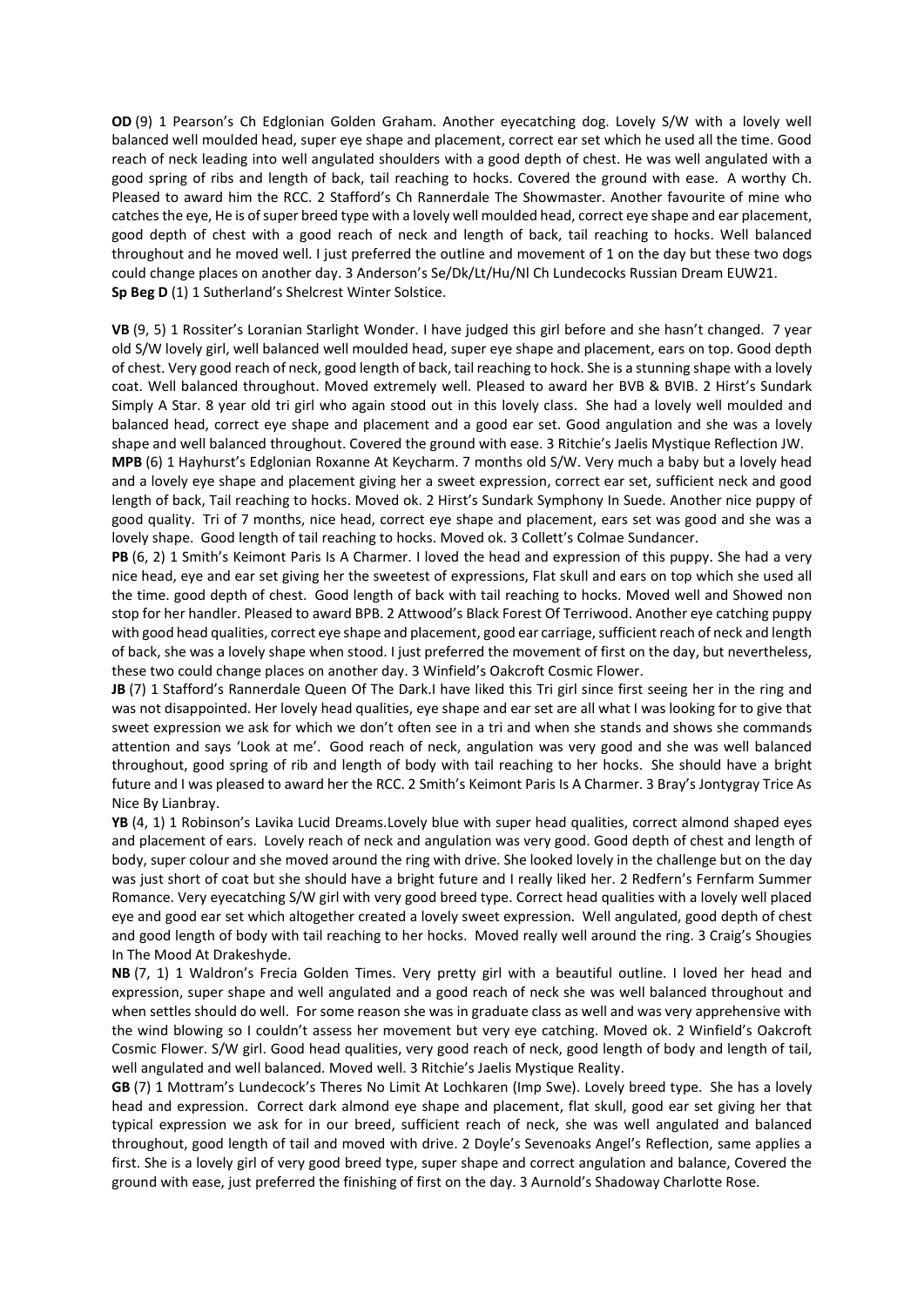**OD** (9) 1 Pearson's Ch Edglonian Golden Graham. Another eyecatching dog. Lovely S/W with a lovely well balanced well moulded head, super eye shape and placement, correct ear set which he used all the time. Good reach of neck leading into well angulated shoulders with a good depth of chest. He was well angulated with a good spring of ribs and length of back, tail reaching to hocks. Covered the ground with ease. A worthy Ch. Pleased to award him the RCC. 2 Stafford's Ch Rannerdale The Showmaster. Another favourite of mine who catches the eye, He is of super breed type with a lovely well moulded head, correct eye shape and ear placement, good depth of chest with a good reach of neck and length of back, tail reaching to hocks. Well balanced throughout and he moved well. I just preferred the outline and movement of 1 on the day but these two dogs could change places on another day. 3 Anderson's Se/Dk/Lt/Hu/Nl Ch Lundecocks Russian Dream EUW21.
**Sp Beg D** (1) 1 Sutherland's Shelcrest Winter Solstice.

**VB** (9, 5) 1 Rossiter's Loranian Starlight Wonder. I have judged this girl before and she hasn't changed. 7 year old S/W lovely girl, well balanced well moulded head, super eye shape and placement, ears on top. Good depth of chest. Very good reach of neck, good length of back, tail reaching to hock. She is a stunning shape with a lovely coat. Well balanced throughout. Moved extremely well. Pleased to award her BVB & BVIB. 2 Hirst's Sundark Simply A Star. 8 year old tri girl who again stood out in this lovely class. She had a lovely well moulded and balanced head, correct eye shape and placement and a good ear set. Good angulation and she was a lovely shape and well balanced throughout. Covered the ground with ease. 3 Ritchie's Jaelis Mystique Reflection JW.
**MPB** (6) 1 Hayhurst's Edglonian Roxanne At Keycharm. 7 months old S/W. Very much a baby but a lovely head and a lovely eye shape and placement giving her a sweet expression, correct ear set, sufficient neck and good length of back, Tail reaching to hocks. Moved ok. 2 Hirst's Sundark Symphony In Suede. Another nice puppy of good quality. Tri of 7 months, nice head, correct eye shape and placement, ears set was good and she was a lovely shape. Good length of tail reaching to hocks. Moved ok. 3 Collett's Colmae Sundancer.
**PB** (6, 2) 1 Smith's Keimont Paris Is A Charmer. I loved the head and expression of this puppy. She had a very nice head, eye and ear set giving her the sweetest of expressions, Flat skull and ears on top which she used all the time. good depth of chest. Good length of back with tail reaching to hocks. Moved well and Showed non stop for her handler. Pleased to award BPB. 2 Attwood's Black Forest Of Terriwood. Another eye catching puppy with good head qualities, correct eye shape and placement, good ear carriage, sufficient reach of neck and length of back, she was a lovely shape when stood. I just preferred the movement of first on the day, but nevertheless, these two could change places on another day. 3 Winfield's Oakcroft Cosmic Flower.
**JB** (7) 1 Stafford's Rannerdale Queen Of The Dark.I have liked this Tri girl since first seeing her in the ring and was not disappointed. Her lovely head qualities, eye shape and ear set are all what I was looking for to give that sweet expression we ask for which we don't often see in a tri and when she stands and shows she commands attention and says 'Look at me'. Good reach of neck, angulation was very good and she was well balanced throughout, good spring of rib and length of body with tail reaching to her hocks. She should have a bright future and I was pleased to award her the RCC. 2 Smith's Keimont Paris Is A Charmer. 3 Bray's Jontygray Trice As Nice By Lianbray.
**YB** (4, 1) 1 Robinson's Lavika Lucid Dreams.Lovely blue with super head qualities, correct almond shaped eyes and placement of ears. Lovely reach of neck and angulation was very good. Good depth of chest and length of body, super colour and she moved around the ring with drive. She looked lovely in the challenge but on the day was just short of coat but she should have a bright future and I really liked her. 2 Redfern's Fernfarm Summer Romance. Very eyecatching S/W girl with very good breed type. Correct head qualities with a lovely well placed eye and good ear set which altogether created a lovely sweet expression. Well angulated, good depth of chest and good length of body with tail reaching to her hocks. Moved really well around the ring. 3 Craig's Shougies In The Mood At Drakeshyde.
**NB** (7, 1) 1 Waldron's Frecia Golden Times. Very pretty girl with a beautiful outline. I loved her head and expression, super shape and well angulated and a good reach of neck she was well balanced throughout and when settles should do well. For some reason she was in graduate class as well and was very apprehensive with the wind blowing so I couldn't assess her movement but very eye catching. Moved ok. 2 Winfield's Oakcroft Cosmic Flower. S/W girl. Good head qualities, very good reach of neck, good length of body and length of tail, well angulated and well balanced. Moved well. 3 Ritchie's Jaelis Mystique Reality.
**GB** (7) 1 Mottram's Lundecock's Theres No Limit At Lochkaren (Imp Swe). Lovely breed type. She has a lovely head and expression. Correct dark almond eye shape and placement, flat skull, good ear set giving her that typical expression we ask for in our breed, sufficient reach of neck, she was well angulated and balanced throughout, good length of tail and moved with drive. 2 Doyle's Sevenoaks Angel's Reflection, same applies a first. She is a lovely girl of very good breed type, super shape and correct angulation and balance, Covered the ground with ease, just preferred the finishing of first on the day. 3 Aurnold's Shadoway Charlotte Rose.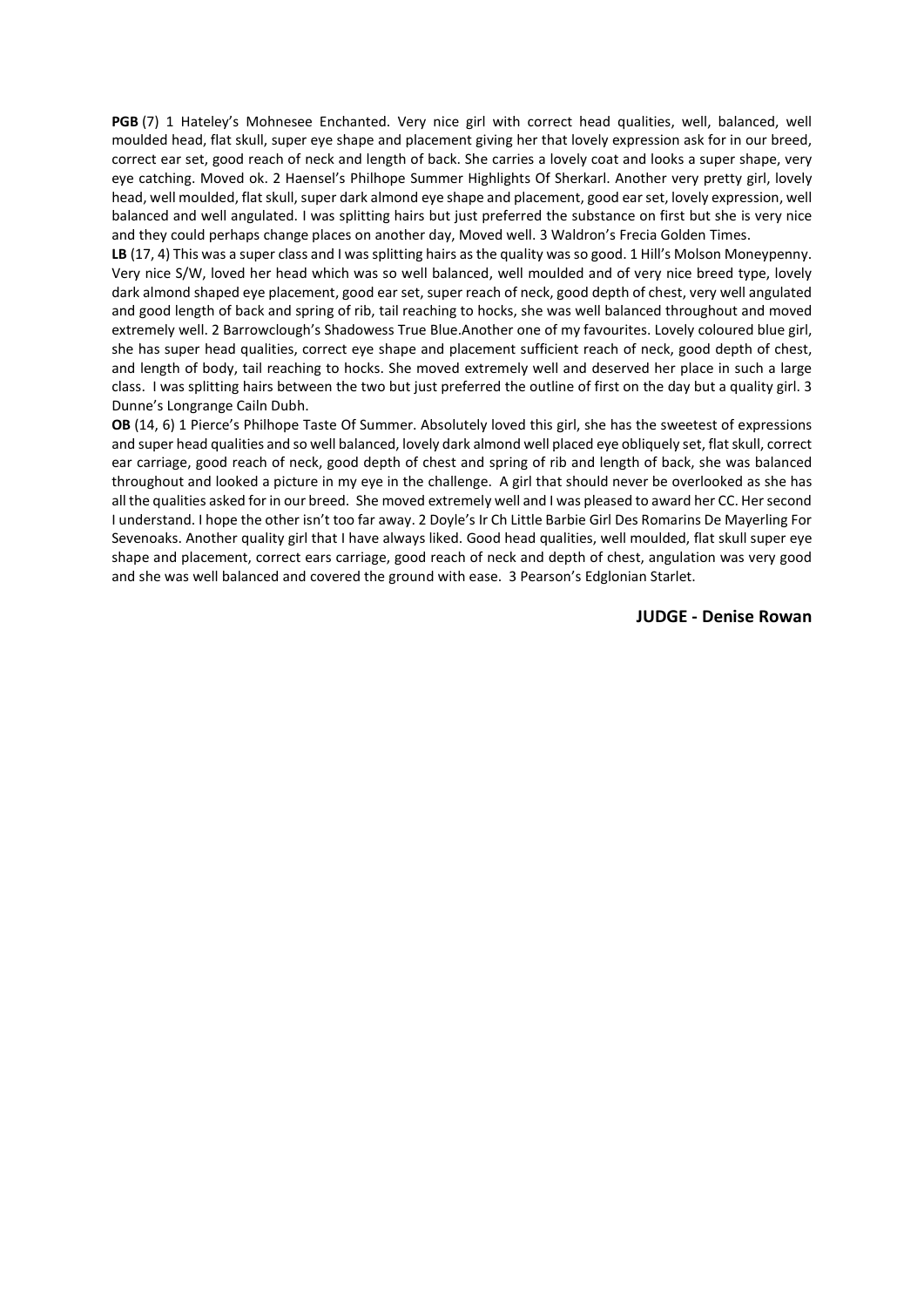**PGB** (7) 1 Hateley's Mohnesee Enchanted. Very nice girl with correct head qualities, well, balanced, well moulded head, flat skull, super eye shape and placement giving her that lovely expression ask for in our breed, correct ear set, good reach of neck and length of back. She carries a lovely coat and looks a super shape, very eye catching. Moved ok. 2 Haensel's Philhope Summer Highlights Of Sherkarl. Another very pretty girl, lovely head, well moulded, flat skull, super dark almond eye shape and placement, good ear set, lovely expression, well balanced and well angulated. I was splitting hairs but just preferred the substance on first but she is very nice and they could perhaps change places on another day, Moved well. 3 Waldron's Frecia Golden Times.

**LB** (17, 4) This was a super class and I was splitting hairs as the quality was so good. 1 Hill's Molson Moneypenny. Very nice S/W, loved her head which was so well balanced, well moulded and of very nice breed type, lovely dark almond shaped eye placement, good ear set, super reach of neck, good depth of chest, very well angulated and good length of back and spring of rib, tail reaching to hocks, she was well balanced throughout and moved extremely well. 2 Barrowclough's Shadowess True Blue.Another one of my favourites. Lovely coloured blue girl, she has super head qualities, correct eye shape and placement sufficient reach of neck, good depth of chest, and length of body, tail reaching to hocks. She moved extremely well and deserved her place in such a large class. I was splitting hairs between the two but just preferred the outline of first on the day but a quality girl. 3 Dunne's Longrange Cailn Dubh.

**OB** (14, 6) 1 Pierce's Philhope Taste Of Summer. Absolutely loved this girl, she has the sweetest of expressions and super head qualities and so well balanced, lovely dark almond well placed eye obliquely set, flat skull, correct ear carriage, good reach of neck, good depth of chest and spring of rib and length of back, she was balanced throughout and looked a picture in my eye in the challenge. A girl that should never be overlooked as she has all the qualities asked for in our breed. She moved extremely well and I was pleased to award her CC. Her second I understand. I hope the other isn't too far away. 2 Doyle's Ir Ch Little Barbie Girl Des Romarins De Mayerling For Sevenoaks. Another quality girl that I have always liked. Good head qualities, well moulded, flat skull super eye shape and placement, correct ears carriage, good reach of neck and depth of chest, angulation was very good and she was well balanced and covered the ground with ease. 3 Pearson's Edglonian Starlet.

**JUDGE - Denise Rowan**